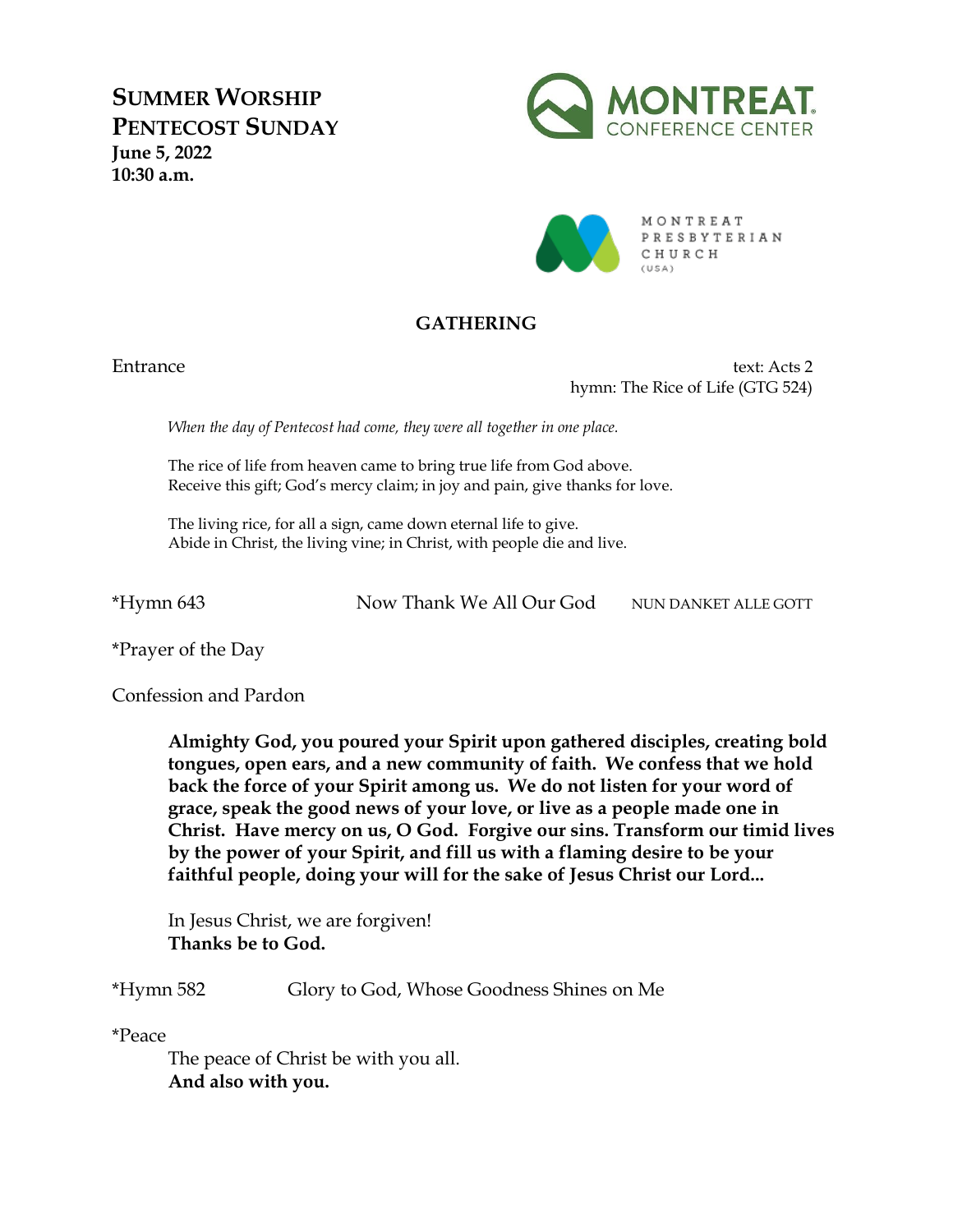**SUMMER WORSHIP**
**PENTECOST SUNDAY**
**June 5, 2022**
**10:30 a.m.**

MONTREAT CONFERENCE CENTER

MONTREAT PRESBYTERIAN CHURCH (USA)

## GATHERING

Entrance — text: Acts 2
hymn: The Rice of Life (GTG 524)

*When the day of Pentecost had come, they were all together in one place.*

The rice of life from heaven came to bring true life from God above.
Receive this gift; God's mercy claim; in joy and pain, give thanks for love.

The living rice, for all a sign, came down eternal life to give.
Abide in Christ, the living vine; in Christ, with people die and live.

*Hymn 643 — Now Thank We All Our God — NUN DANKET ALLE GOTT

*Prayer of the Day

Confession and Pardon

**Almighty God, you poured your Spirit upon gathered disciples, creating bold tongues, open ears, and a new community of faith. We confess that we hold back the force of your Spirit among us. We do not listen for your word of grace, speak the good news of your love, or live as a people made one in Christ. Have mercy on us, O God. Forgive our sins. Transform our timid lives by the power of your Spirit, and fill us with a flaming desire to be your faithful people, doing your will for the sake of Jesus Christ our Lord...**

In Jesus Christ, we are forgiven!
**Thanks be to God.**

*Hymn 582 — Glory to God, Whose Goodness Shines on Me

*Peace
The peace of Christ be with you all.
**And also with you.**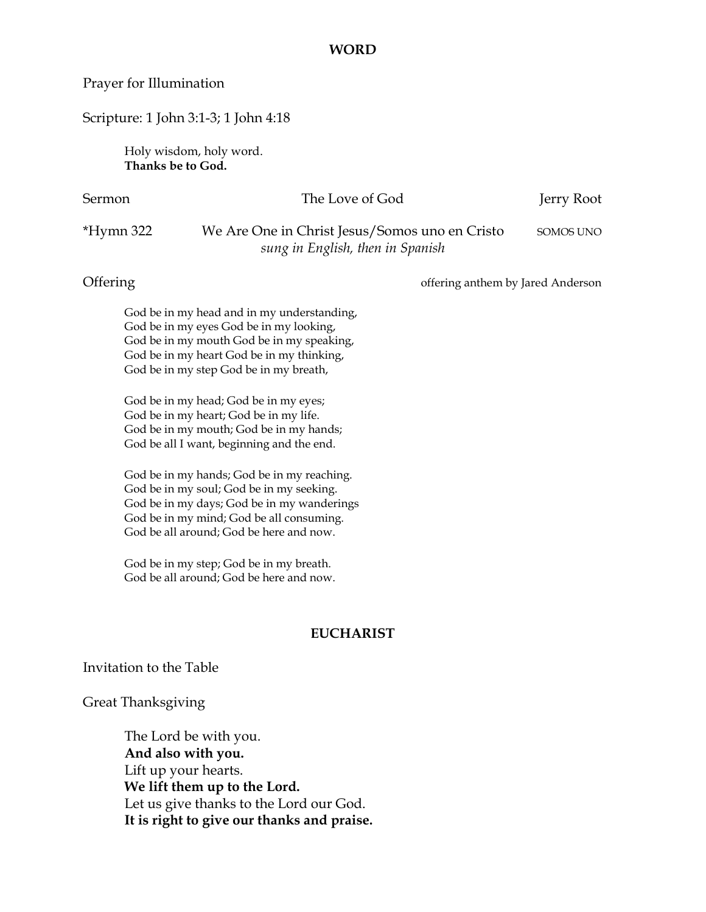## WORD

Prayer for Illumination

Scripture: 1 John 3:1-3; 1 John 4:18

> Holy wisdom, holy word.
> **Thanks be to God.**

Sermon — The Love of God — Jerry Root

*Hymn 322 — We Are One in Christ Jesus/Somos uno en Cristo — SOMOS UNO
*sung in English, then in Spanish*

Offering — offering anthem by Jared Anderson

> God be in my head and in my understanding,
> God be in my eyes God be in my looking,
> God be in my mouth God be in my speaking,
> God be in my heart God be in my thinking,
> God be in my step God be in my breath,
>
> God be in my head; God be in my eyes;
> God be in my heart; God be in my life.
> God be in my mouth; God be in my hands;
> God be all I want, beginning and the end.
>
> God be in my hands; God be in my reaching.
> God be in my soul; God be in my seeking.
> God be in my days; God be in my wanderings
> God be in my mind; God be all consuming.
> God be all around; God be here and now.
>
> God be in my step; God be in my breath.
> God be all around; God be here and now.

## EUCHARIST

Invitation to the Table

Great Thanksgiving

> The Lord be with you.
> **And also with you.**
> Lift up your hearts.
> **We lift them up to the Lord.**
> Let us give thanks to the Lord our God.
> **It is right to give our thanks and praise.**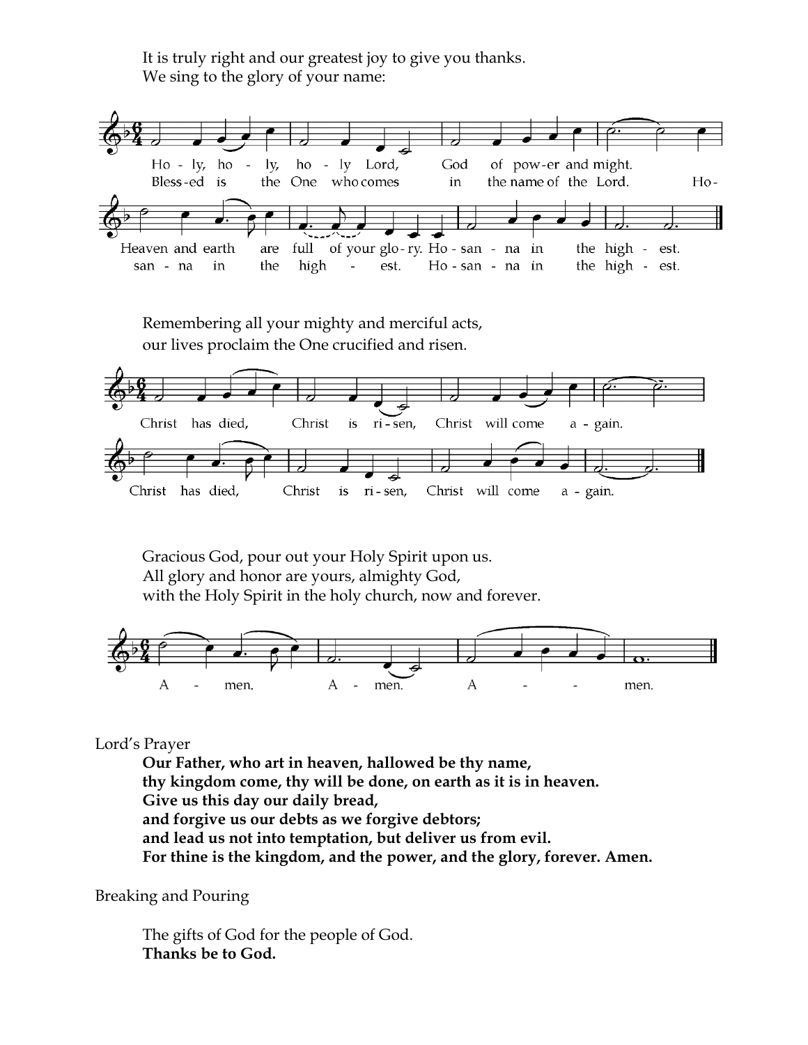It is truly right and our greatest joy to give you thanks.
We sing to the glory of your name:

Ho - ly, ho - ly, ho - ly Lord, God of pow-er and might.
Bless-ed is the One who comes in the name of the Lord. Ho-
Heaven and earth are full of your glo-ry. Ho - san - na in the high - est.
san - na in the high - est. Ho - san - na in the high - est.

Remembering all your mighty and merciful acts,
our lives proclaim the One crucified and risen.

Christ has died, Christ is ri - sen, Christ will come a - gain.
Christ has died, Christ is ri - sen, Christ will come a - gain.

Gracious God, pour out your Holy Spirit upon us.
All glory and honor are yours, almighty God,
with the Holy Spirit in the holy church, now and forever.

A - men. A - men. A - - men.

Lord's Prayer

**Our Father, who art in heaven, hallowed be thy name,**
**thy kingdom come, thy will be done, on earth as it is in heaven.**
**Give us this day our daily bread,**
**and forgive us our debts as we forgive debtors;**
**and lead us not into temptation, but deliver us from evil.**
**For thine is the kingdom, and the power, and the glory, forever. Amen.**

Breaking and Pouring

The gifts of God for the people of God.
**Thanks be to God.**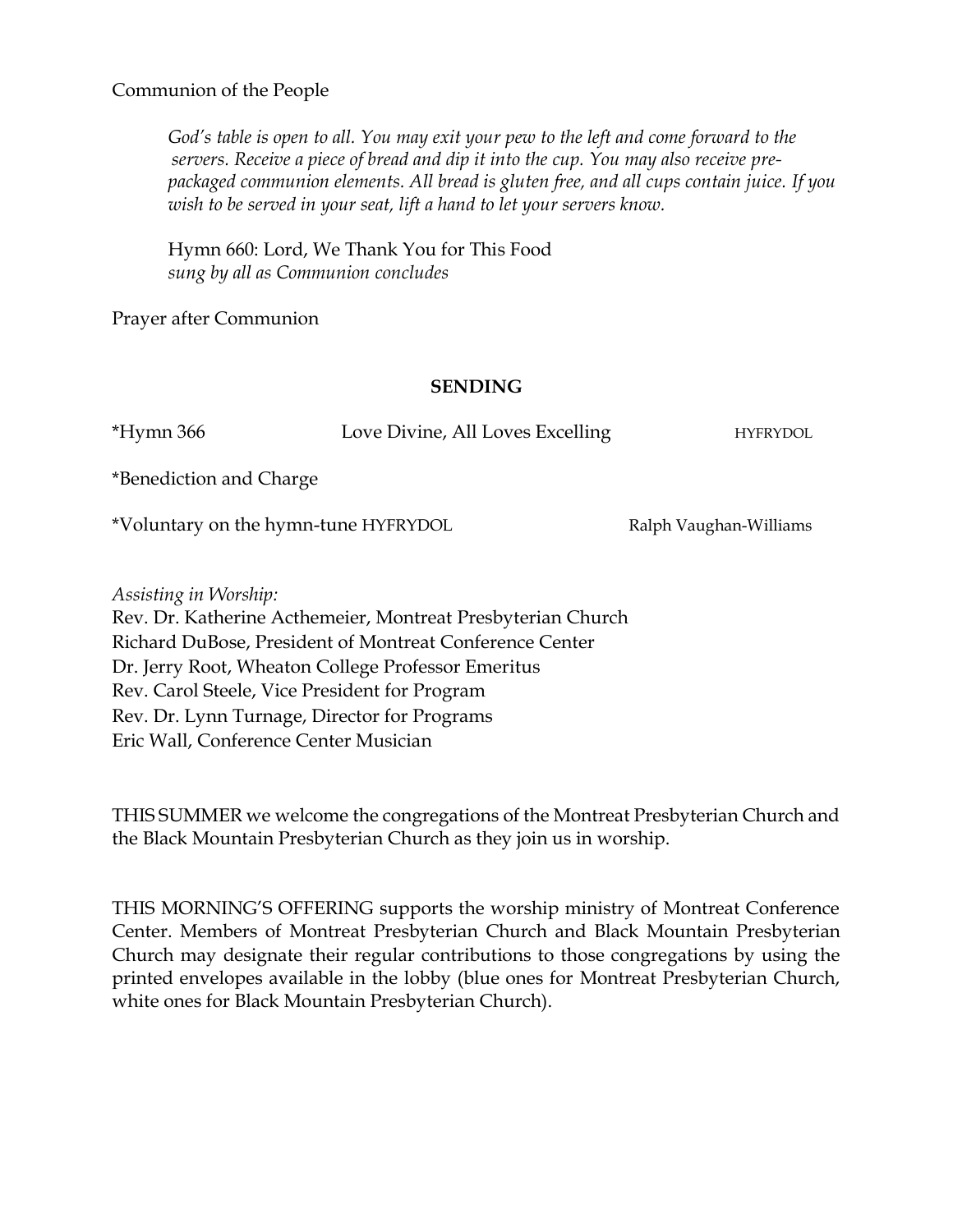Communion of the People

> *God's table is open to all. You may exit your pew to the left and come forward to the servers. Receive a piece of bread and dip it into the cup. You may also receive pre-packaged communion elements. All bread is gluten free, and all cups contain juice. If you wish to be served in your seat, lift a hand to let your servers know.*
>
> Hymn 660: Lord, We Thank You for This Food
> *sung by all as Communion concludes*

Prayer after Communion

**SENDING**

*Hymn 366 — Love Divine, All Loves Excelling — HYFRYDOL

*Benediction and Charge

*Voluntary on the hymn-tune HYFRYDOL — Ralph Vaughan-Williams

*Assisting in Worship:*
Rev. Dr. Katherine Acthemeier, Montreat Presbyterian Church
Richard DuBose, President of Montreat Conference Center
Dr. Jerry Root, Wheaton College Professor Emeritus
Rev. Carol Steele, Vice President for Program
Rev. Dr. Lynn Turnage, Director for Programs
Eric Wall, Conference Center Musician

THIS SUMMER we welcome the congregations of the Montreat Presbyterian Church and the Black Mountain Presbyterian Church as they join us in worship.

THIS MORNING'S OFFERING supports the worship ministry of Montreat Conference Center. Members of Montreat Presbyterian Church and Black Mountain Presbyterian Church may designate their regular contributions to those congregations by using the printed envelopes available in the lobby (blue ones for Montreat Presbyterian Church, white ones for Black Mountain Presbyterian Church).